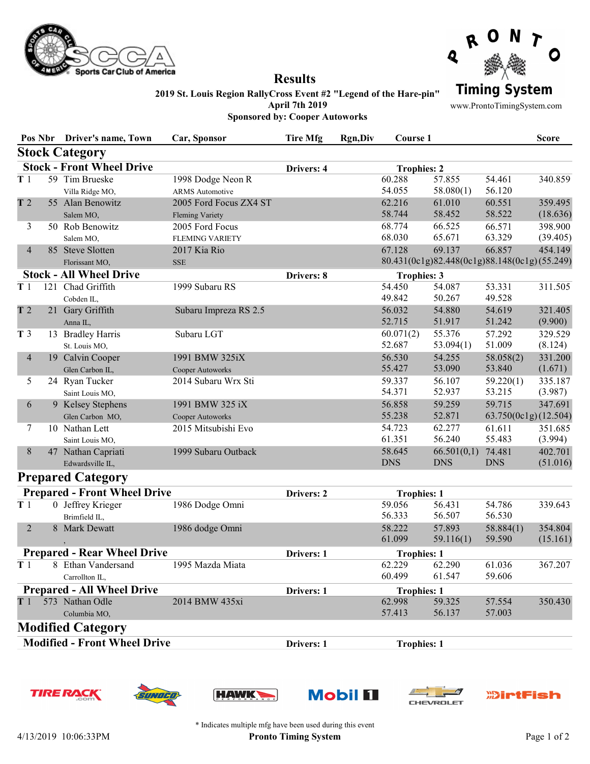# Results

**2019 St. Louis Region RallyCross Event #2 "Legend of the Hare-pin"**
**April 7th 2019**
**Sponsored by: Cooper Autoworks**

Timing System
www.ProntoTimingSystem.com

| Pos | Nbr | Driver's name, Town | Car, Sponsor | Tire Mfg | Rgn,Div | Course 1 | | | Score |
|---|---|---|---|---|---|---|---|---|---|
| **Stock Category** | | | | | | | | | |
| **Stock - Front Wheel Drive** | | | | **Drivers: 4** | | **Trophies: 2** | | | |
| T 1 | 59 | Tim Brueske, Villa Ridge MO, | 1998 Dodge Neon R, ARMS Automotive | | | 60.288 / 54.055 | 57.855 / 58.080(1) | 54.461 / 56.120 | 340.859 |
| T 2 | 55 | Alan Benowitz, Salem MO, | 2005 Ford Focus ZX4 ST, Fleming Variety | | | 62.216 / 58.744 | 61.010 / 58.452 | 60.551 / 58.522 | 359.495 (18.636) |
| 3 | 50 | Rob Benowitz, Salem MO, | 2005 Ford Focus, FLEMING VARIETY | | | 68.774 / 68.030 | 66.525 / 65.671 | 66.571 / 63.329 | 398.900 (39.405) |
| 4 | 85 | Steve Slotten, Florissant MO, | 2017 Kia Rio, SSE | | | 67.128 / 80.431(0c1g) | 69.137 / 82.448(0c1g) | 66.857 / 88.148(0c1g) | 454.149 (55.249) |
| **Stock - All Wheel Drive** | | | | **Drivers: 8** | | **Trophies: 3** | | | |
| T 1 | 121 | Chad Griffith, Cobden IL, | 1999 Subaru RS | | | 54.450 / 49.842 | 54.087 / 50.267 | 53.331 / 49.528 | 311.505 |
| T 2 | 21 | Gary Griffith, Anna IL, | Subaru Impreza RS 2.5 | | | 56.032 / 52.715 | 54.880 / 51.917 | 54.619 / 51.242 | 321.405 (9.900) |
| T 3 | 13 | Bradley Harris, St. Louis MO, | Subaru LGT | | | 60.071(2) / 52.687 | 55.376 / 53.094(1) | 57.292 / 51.009 | 329.529 (8.124) |
| 4 | 19 | Calvin Cooper, Glen Carbon IL, | 1991 BMW 325iX, Cooper Autoworks | | | 56.530 / 55.427 | 54.255 / 53.090 | 58.058(2) / 53.840 | 331.200 (1.671) |
| 5 | 24 | Ryan Tucker, Saint Louis MO, | 2014 Subaru Wrx Sti | | | 59.337 / 54.371 | 56.107 / 52.937 | 59.220(1) / 53.215 | 335.187 (3.987) |
| 6 | 9 | Kelsey Stephens, Glen Carbon MO, | 1991 BMW 325 iX, Cooper Autoworks | | | 56.858 / 55.238 | 59.259 / 52.871 | 59.715 / 63.750(0c1g) | 347.691 (12.504) |
| 7 | 10 | Nathan Lett, Saint Louis MO, | 2015 Mitsubishi Evo | | | 54.723 / 61.351 | 62.277 / 56.240 | 61.611 / 55.483 | 351.685 (3.994) |
| 8 | 47 | Nathan Capriati, Edwardsville IL, | 1999 Subaru Outback | | | 58.645 / DNS | 66.501(0,1) / DNS | 74.481 / DNS | 402.701 (51.016) |
| **Prepared Category** | | | | | | | | | |
| **Prepared - Front Wheel Drive** | | | | **Drivers: 2** | | **Trophies: 1** | | | |
| T 1 | 0 | Jeffrey Krieger, Brimfield IL, | 1986 Dodge Omni | | | 59.056 / 56.333 | 56.431 / 56.507 | 54.786 / 56.530 | 339.643 |
| 2 | 8 | Mark Dewatt, , | 1986 dodge Omni | | | 58.222 / 61.099 | 57.893 / 59.116(1) | 58.884(1) / 59.590 | 354.804 (15.161) |
| **Prepared - Rear Wheel Drive** | | | | **Drivers: 1** | | **Trophies: 1** | | | |
| T 1 | 8 | Ethan Vandersand, Carrollton IL, | 1995 Mazda Miata | | | 62.229 / 60.499 | 62.290 / 61.547 | 61.036 / 59.606 | 367.207 |
| **Prepared - All Wheel Drive** | | | | **Drivers: 1** | | **Trophies: 1** | | | |
| T 1 | 573 | Nathan Odle, Columbia MO, | 2014 BMW 435xi | | | 62.998 / 57.413 | 59.325 / 56.137 | 57.554 / 57.003 | 350.430 |
| **Modified Category** | | | | | | | | | |
| **Modified - Front Wheel Drive** | | | | **Drivers: 1** | | **Trophies: 1** | | | |

\* Indicates multiple mfg have been used during this event

4/13/2019 10:06:33PM — Pronto Timing System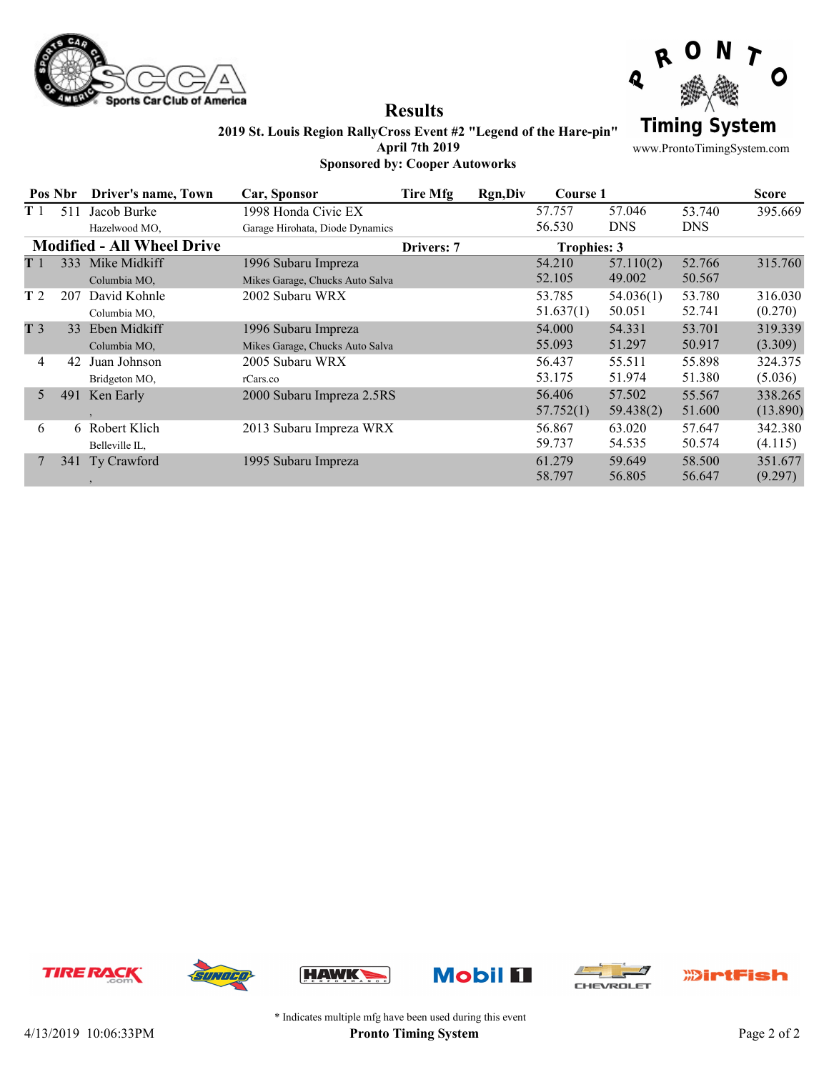# Results

**2019 St. Louis Region RallyCross Event #2 "Legend of the Hare-pin"**
**April 7th 2019**
**Sponsored by: Cooper Autoworks**

| Pos | Nbr | Driver's name, Town | Car, Sponsor | Tire Mfg | Rgn,Div | Course 1 | | | Score |
|---|---|---|---|---|---|---|---|---|---|
| T 1 | 511 | Jacob Burke | 1998 Honda Civic EX | | | 57.757 | 57.046 | 53.740 | 395.669 |
| | | Hazelwood MO, | Garage Hirohata, Diode Dynamics | | | 56.530 | DNS | DNS | |
| **Modified - All Wheel Drive** | | | | **Drivers: 7** | | **Trophies: 3** | | | |
| T 1 | 333 | Mike Midkiff | 1996 Subaru Impreza | | | 54.210 | 57.110(2) | 52.766 | 315.760 |
| | | Columbia MO, | Mikes Garage, Chucks Auto Salva | | | 52.105 | 49.002 | 50.567 | |
| T 2 | 207 | David Kohnle | 2002 Subaru WRX | | | 53.785 | 54.036(1) | 53.780 | 316.030 |
| | | Columbia MO, | | | | 51.637(1) | 50.051 | 52.741 | (0.270) |
| T 3 | 33 | Eben Midkiff | 1996 Subaru Impreza | | | 54.000 | 54.331 | 53.701 | 319.339 |
| | | Columbia MO, | Mikes Garage, Chucks Auto Salva | | | 55.093 | 51.297 | 50.917 | (3.309) |
| 4 | 42 | Juan Johnson | 2005 Subaru WRX | | | 56.437 | 55.511 | 55.898 | 324.375 |
| | | Bridgeton MO, | rCars.co | | | 53.175 | 51.974 | 51.380 | (5.036) |
| 5 | 491 | Ken Early | 2000 Subaru Impreza 2.5RS | | | 56.406 | 57.502 | 55.567 | 338.265 |
| | | , | | | | 57.752(1) | 59.438(2) | 51.600 | (13.890) |
| 6 | 6 | Robert Klich | 2013 Subaru Impreza WRX | | | 56.867 | 63.020 | 57.647 | 342.380 |
| | | Belleville IL, | | | | 59.737 | 54.535 | 50.574 | (4.115) |
| 7 | 341 | Ty Crawford | 1995 Subaru Impreza | | | 61.279 | 59.649 | 58.500 | 351.677 |
| | | , | | | | 58.797 | 56.805 | 56.647 | (9.297) |

\* Indicates multiple mfg have been used during this event

4/13/2019 10:06:33PM